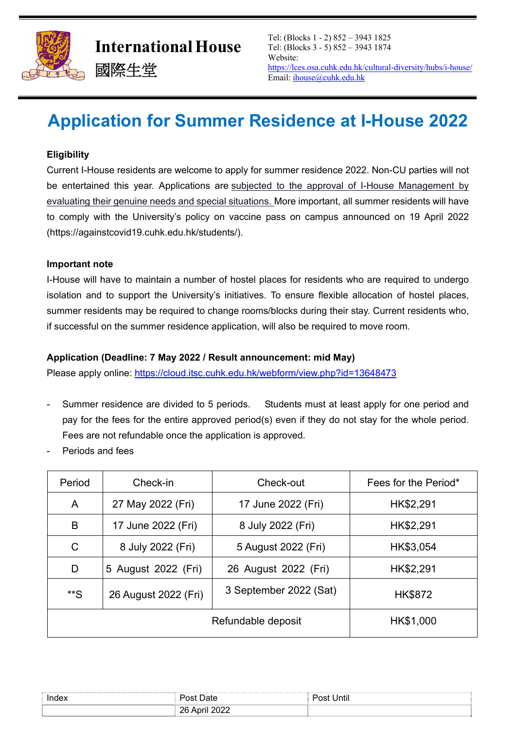# International House
國際生堂

Tel: (Blocks 1 - 2) 852 – 3943 1825
Tel: (Blocks 3 - 5) 852 – 3943 1874
Website:
https://lces.osa.cuhk.edu.hk/cultural-diversity/hubs/i-house/
Email: ihouse@cuhk.edu.hk

## Application for Summer Residence at I-House 2022

**Eligibility**

Current I-House residents are welcome to apply for summer residence 2022. Non-CU parties will not be entertained this year. Applications are subjected to the approval of I-House Management by evaluating their genuine needs and special situations. More important, all summer residents will have to comply with the University's policy on vaccine pass on campus announced on 19 April 2022 (https://againstcovid19.cuhk.edu.hk/students/).

**Important note**

I-House will have to maintain a number of hostel places for residents who are required to undergo isolation and to support the University's initiatives. To ensure flexible allocation of hostel places, summer residents may be required to change rooms/blocks during their stay. Current residents who, if successful on the summer residence application, will also be required to move room.

**Application (Deadline: 7 May 2022 / Result announcement: mid May)**

Please apply online: https://cloud.itsc.cuhk.edu.hk/webform/view.php?id=13648473

- Summer residence are divided to 5 periods. Students must at least apply for one period and pay for the fees for the entire approved period(s) even if they do not stay for the whole period. Fees are not refundable once the application is approved.
- Periods and fees

| Period | Check-in | Check-out | Fees for the Period* |
|---|---|---|---|
| A | 27 May 2022 (Fri) | 17 June 2022 (Fri) | HK$2,291 |
| B | 17 June 2022 (Fri) | 8 July 2022 (Fri) | HK$2,291 |
| C | 8 July 2022 (Fri) | 5 August 2022 (Fri) | HK$3,054 |
| D | 5 August 2022 (Fri) | 26 August 2022 (Fri) | HK$2,291 |
| **S | 26 August 2022 (Fri) | 3 September 2022 (Sat) | HK$872 |
| Refundable deposit | | | HK$1,000 |

| Index | Post Date | Post Until |
|---|---|---|
| | 26 April 2022 | |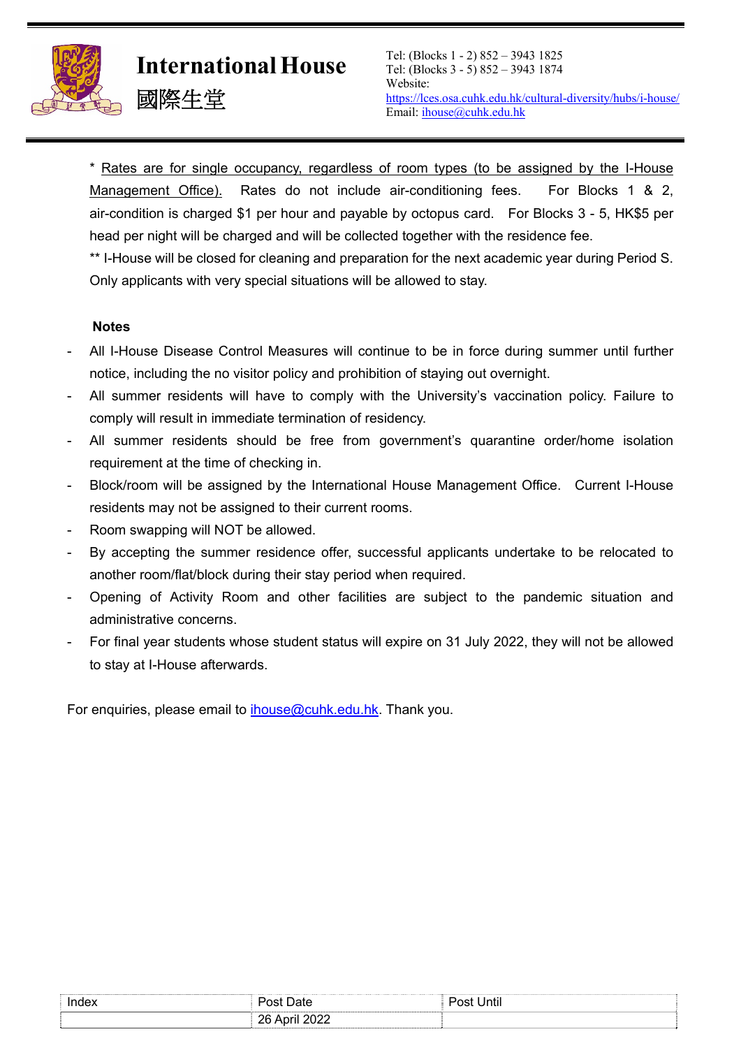# International House
國際生堂

Tel: (Blocks 1 - 2) 852 – 3943 1825
Tel: (Blocks 3 - 5) 852 – 3943 1874
Website:
https://lces.osa.cuhk.edu.hk/cultural-diversity/hubs/i-house/
Email: ihouse@cuhk.edu.hk

* Rates are for single occupancy, regardless of room types (to be assigned by the I-House Management Office). Rates do not include air-conditioning fees. For Blocks 1 & 2, air-condition is charged $1 per hour and payable by octopus card. For Blocks 3 - 5, HK$5 per head per night will be charged and will be collected together with the residence fee.

** I-House will be closed for cleaning and preparation for the next academic year during Period S. Only applicants with very special situations will be allowed to stay.

**Notes**

- All I-House Disease Control Measures will continue to be in force during summer until further notice, including the no visitor policy and prohibition of staying out overnight.
- All summer residents will have to comply with the University's vaccination policy. Failure to comply will result in immediate termination of residency.
- All summer residents should be free from government's quarantine order/home isolation requirement at the time of checking in.
- Block/room will be assigned by the International House Management Office. Current I-House residents may not be assigned to their current rooms.
- Room swapping will NOT be allowed.
- By accepting the summer residence offer, successful applicants undertake to be relocated to another room/flat/block during their stay period when required.
- Opening of Activity Room and other facilities are subject to the pandemic situation and administrative concerns.
- For final year students whose student status will expire on 31 July 2022, they will not be allowed to stay at I-House afterwards.

For enquiries, please email to ihouse@cuhk.edu.hk. Thank you.

| Index | Post Date | Post Until |
|---|---|---|
| | 26 April 2022 | |